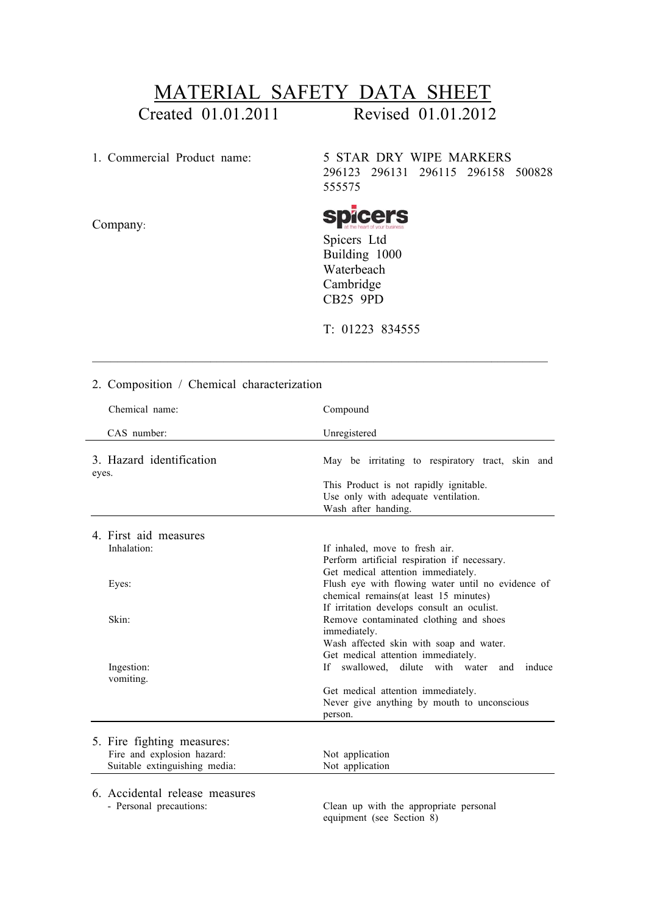# MATERIAL SAFETY DATA SHEET

Created 01.01.2011 Revised 01.01.2012

| | |
|---|---|
| 1. Commercial Product name: | 5 STAR DRY WIPE MARKERS<br>296123 296131 296115 296158 500828 555575 |
| Company: | spicers<br>Spicers Ltd<br>Building 1000<br>Waterbeach<br>Cambridge<br>CB25 9PD<br><br>T: 01223 834555 |

---

## 2. Composition / Chemical characterization

| | |
|---|---|
| Chemical name: | Compound |
| CAS number: | Unregistered |

## 3. Hazard identification

May be irritating to respiratory tract, skin and eyes.

This Product is not rapidly ignitable.
Use only with adequate ventilation.
Wash after handing.

## 4. First aid measures

| | |
|---|---|
| Inhalation: | If inhaled, move to fresh air.<br>Perform artificial respiration if necessary.<br>Get medical attention immediately. |
| Eyes: | Flush eye with flowing water until no evidence of chemical remains(at least 15 minutes)<br>If irritation develops consult an oculist. |
| Skin: | Remove contaminated clothing and shoes immediately.<br>Wash affected skin with soap and water.<br>Get medical attention immediately. |
| Ingestion: | If swallowed, dilute with water and induce vomiting.<br><br>Get medical attention immediately.<br>Never give anything by mouth to unconscious person. |

## 5. Fire fighting measures:

| | |
|---|---|
| Fire and explosion hazard: | Not application |
| Suitable extinguishing media: | Not application |

## 6. Accidental release measures

| | |
|---|---|
| - Personal precautions: | Clean up with the appropriate personal equipment (see Section 8) |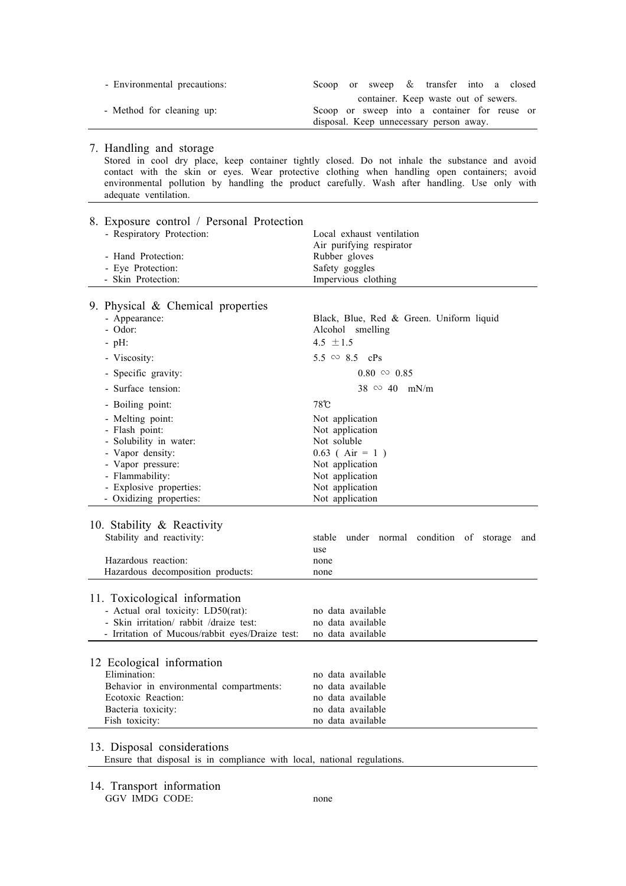| | |
|---|---|
| - Environmental precautions: | Scoop or sweep & transfer into a closed container. Keep waste out of sewers. |
| - Method for cleaning up: | Scoop or sweep into a container for reuse or disposal. Keep unnecessary person away. |

## 7. Handling and storage

Stored in cool dry place, keep container tightly closed. Do not inhale the substance and avoid contact with the skin or eyes. Wear protective clothing when handling open containers; avoid environmental pollution by handling the product carefully. Wash after handling. Use only with adequate ventilation.

## 8. Exposure control / Personal Protection

| | |
|---|---|
| - Respiratory Protection: | Local exhaust ventilation<br>Air purifying respirator |
| - Hand Protection: | Rubber gloves |
| - Eye Protection: | Safety goggles |
| - Skin Protection: | Impervious clothing |

## 9. Physical & Chemical properties

| | |
|---|---|
| - Appearance: | Black, Blue, Red & Green. Uniform liquid |
| - Odor: | Alcohol smelling |
| - pH: | 4.5 ±1.5 |
| - Viscosity: | 5.5 ∽ 8.5 cPs |
| - Specific gravity: | 0.80 ∽ 0.85 |
| - Surface tension: | 38 ∽ 40 mN/m |
| - Boiling point: | 78℃ |
| - Melting point: | Not application |
| - Flash point: | Not application |
| - Solubility in water: | Not soluble |
| - Vapor density: | 0.63 ( Air = 1 ) |
| - Vapor pressure: | Not application |
| - Flammability: | Not application |
| - Explosive properties: | Not application |
| - Oxidizing properties: | Not application |

## 10. Stability & Reactivity

| | |
|---|---|
| Stability and reactivity: | stable under normal condition of storage and use |
| Hazardous reaction: | none |
| Hazardous decomposition products: | none |

## 11. Toxicological information

| | |
|---|---|
| - Actual oral toxicity: LD50(rat): | no data available |
| - Skin irritation/ rabbit /draize test: | no data available |
| - Irritation of Mucous/rabbit eyes/Draize test: | no data available |

## 12 Ecological information

| | |
|---|---|
| Elimination: | no data available |
| Behavior in environmental compartments: | no data available |
| Ecotoxic Reaction: | no data available |
| Bacteria toxicity: | no data available |
| Fish toxicity: | no data available |

## 13. Disposal considerations

Ensure that disposal is in compliance with local, national regulations.

## 14. Transport information

| | |
|---|---|
| GGV IMDG CODE: | none |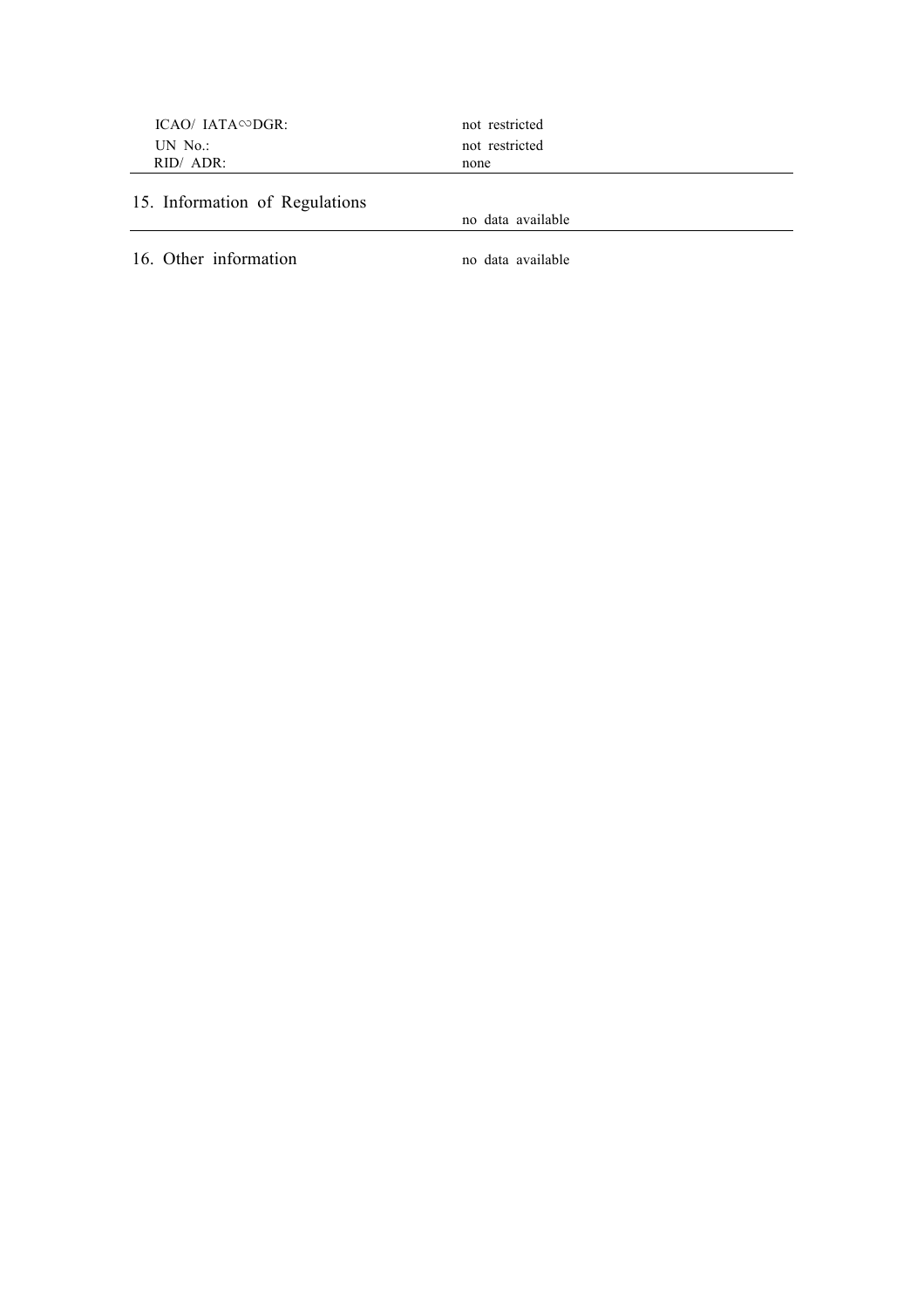| | |
|---|---|
| ICAO/ IATA∽DGR: | not restricted |
| UN No.: | not restricted |
| RID/ ADR: | none |

## 15. Information of Regulations

no data available

## 16. Other information

no data available